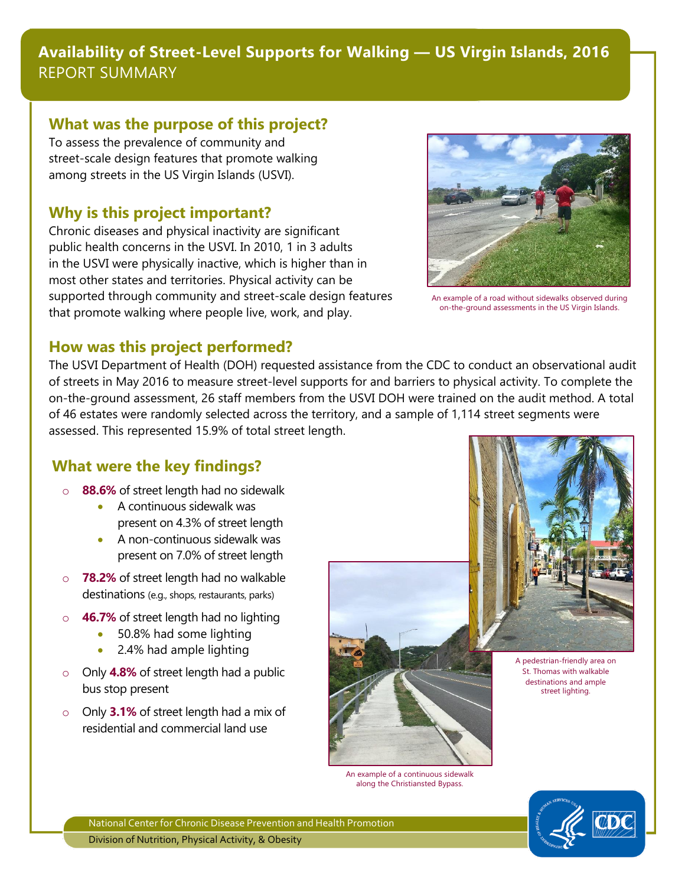# Availability of Street-Level Supports for Walking — US Virgin Islands, 2016

REPORT SUMMARY

## What was the purpose of this project?

To assess the prevalence of community and street-scale design features that promote walking among streets in the US Virgin Islands (USVI).

## Why is this project important?

Chronic diseases and physical inactivity are significant public health concerns in the USVI. In 2010, 1 in 3 adults in the USVI were physically inactive, which is higher than in most other states and territories. Physical activity can be supported through community and street-scale design features that promote walking where people live, work, and play.

An example of a road without sidewalks observed during on-the-ground assessments in the US Virgin Islands.

## How was this project performed?

The USVI Department of Health (DOH) requested assistance from the CDC to conduct an observational audit of streets in May 2016 to measure street-level supports for and barriers to physical activity. To complete the on-the-ground assessment, 26 staff members from the USVI DOH were trained on the audit method. A total of 46 estates were randomly selected across the territory, and a sample of 1,114 street segments were assessed. This represented 15.9% of total street length.

## What were the key findings?

- **88.6%** of street length had no sidewalk
  - A continuous sidewalk was present on 4.3% of street length
  - A non-continuous sidewalk was present on 7.0% of street length
- **78.2%** of street length had no walkable destinations (e.g., shops, restaurants, parks)
- **46.7%** of street length had no lighting
  - 50.8% had some lighting
  - 2.4% had ample lighting
- Only **4.8%** of street length had a public bus stop present
- Only **3.1%** of street length had a mix of residential and commercial land use

A pedestrian-friendly area on St. Thomas with walkable destinations and ample street lighting.

An example of a continuous sidewalk along the Christiansted Bypass.

National Center for Chronic Disease Prevention and Health Promotion

Division of Nutrition, Physical Activity, & Obesity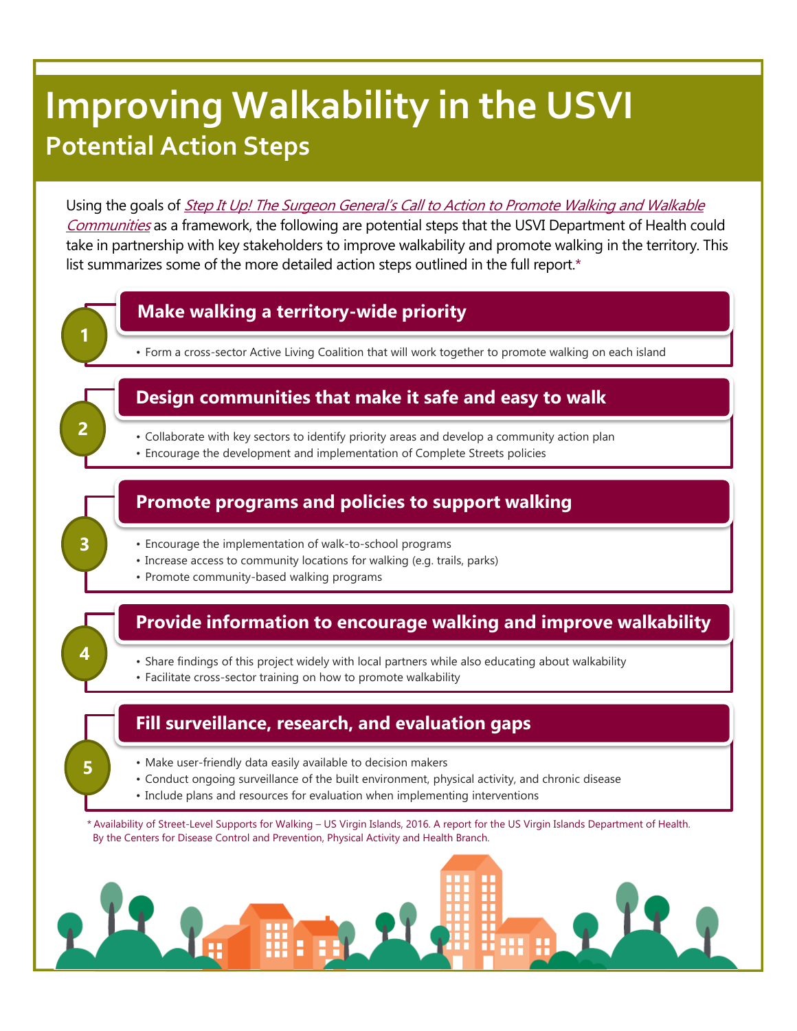# Improving Walkability in the USVI

## Potential Action Steps

Using the goals of *Step It Up! The Surgeon General's Call to Action to Promote Walking and Walkable Communities* as a framework, the following are potential steps that the USVI Department of Health could take in partnership with key stakeholders to improve walkability and promote walking in the territory. This list summarizes some of the more detailed action steps outlined in the full report.*

### 1 Make walking a territory-wide priority

- Form a cross-sector Active Living Coalition that will work together to promote walking on each island

### 2 Design communities that make it safe and easy to walk

- Collaborate with key sectors to identify priority areas and develop a community action plan
- Encourage the development and implementation of Complete Streets policies

### 3 Promote programs and policies to support walking

- Encourage the implementation of walk-to-school programs
- Increase access to community locations for walking (e.g. trails, parks)
- Promote community-based walking programs

### 4 Provide information to encourage walking and improve walkability

- Share findings of this project widely with local partners while also educating about walkability
- Facilitate cross-sector training on how to promote walkability

### 5 Fill surveillance, research, and evaluation gaps

- Make user-friendly data easily available to decision makers
- Conduct ongoing surveillance of the built environment, physical activity, and chronic disease
- Include plans and resources for evaluation when implementing interventions

* Availability of Street-Level Supports for Walking – US Virgin Islands, 2016. A report for the US Virgin Islands Department of Health. By the Centers for Disease Control and Prevention, Physical Activity and Health Branch.